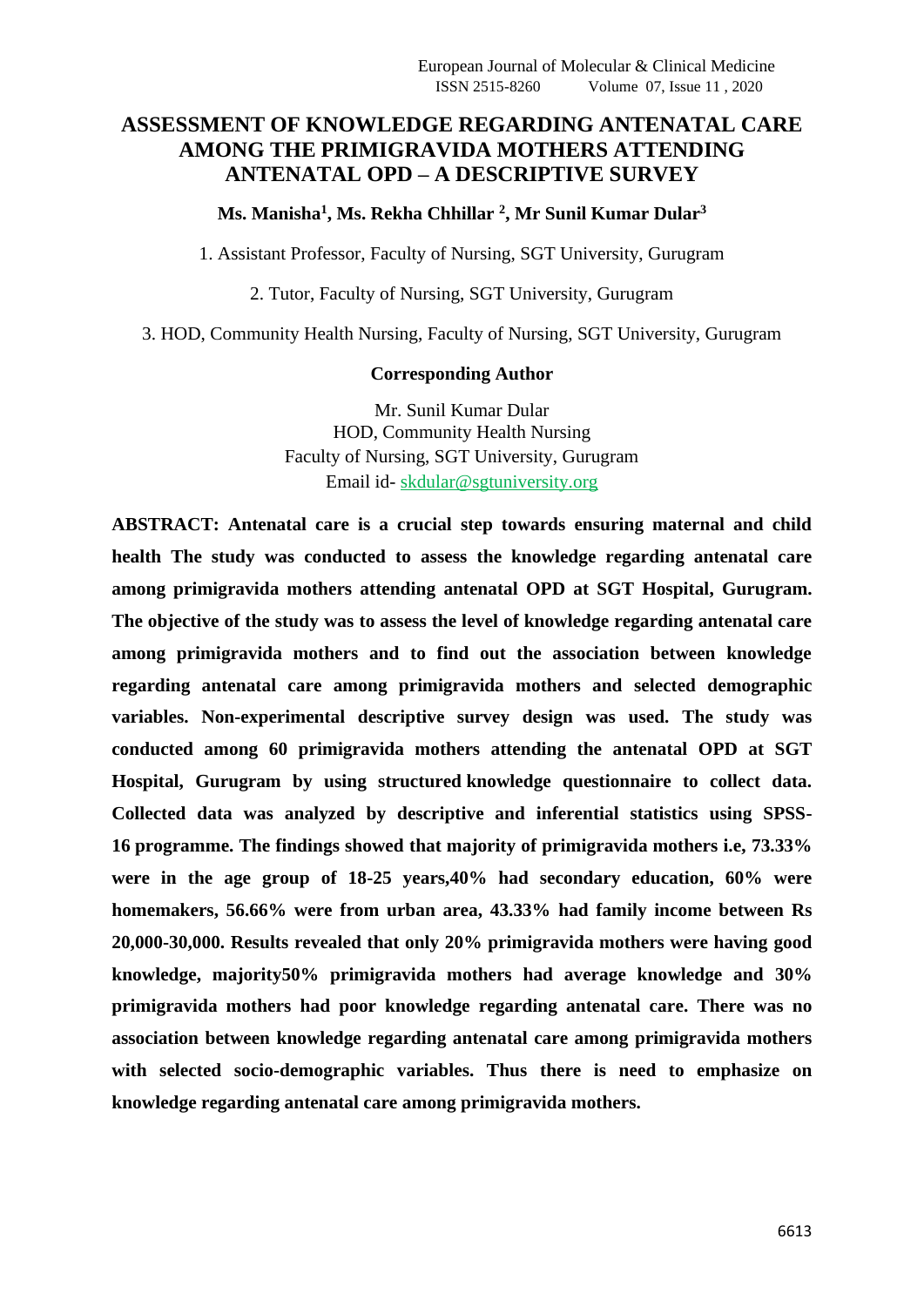# ASSESSMENT OF KNOWLEDGE REGARDING ANTENATAL CARE AMONG THE PRIMIGRAVIDA MOTHERS ATTENDING ANTENATAL OPD – A DESCRIPTIVE SURVEY

**Ms. Manisha[1], Ms. Rekha Chhillar [2], Mr Sunil Kumar Dular[3]**

1. Assistant Professor, Faculty of Nursing, SGT University, Gurugram

2. Tutor, Faculty of Nursing, SGT University, Gurugram

3. HOD, Community Health Nursing, Faculty of Nursing, SGT University, Gurugram

**Corresponding Author**

Mr. Sunil Kumar Dular
HOD, Community Health Nursing
Faculty of Nursing, SGT University, Gurugram
Email id- skdular@sgtuniversity.org

**ABSTRACT: Antenatal care is a crucial step towards ensuring maternal and child health The study was conducted to assess the knowledge regarding antenatal care among primigravida mothers attending antenatal OPD at SGT Hospital, Gurugram. The objective of the study was to assess the level of knowledge regarding antenatal care among primigravida mothers and to find out the association between knowledge regarding antenatal care among primigravida mothers and selected demographic variables. Non-experimental descriptive survey design was used. The study was conducted among 60 primigravida mothers attending the antenatal OPD at SGT Hospital, Gurugram by using structured knowledge questionnaire to collect data. Collected data was analyzed by descriptive and inferential statistics using SPSS-16 programme. The findings showed that majority of primigravida mothers i.e, 73.33% were in the age group of 18-25 years,40% had secondary education, 60% were homemakers, 56.66% were from urban area, 43.33% had family income between Rs 20,000-30,000. Results revealed that only 20% primigravida mothers were having good knowledge, majority50% primigravida mothers had average knowledge and 30% primigravida mothers had poor knowledge regarding antenatal care. There was no association between knowledge regarding antenatal care among primigravida mothers with selected socio-demographic variables. Thus there is need to emphasize on knowledge regarding antenatal care among primigravida mothers.**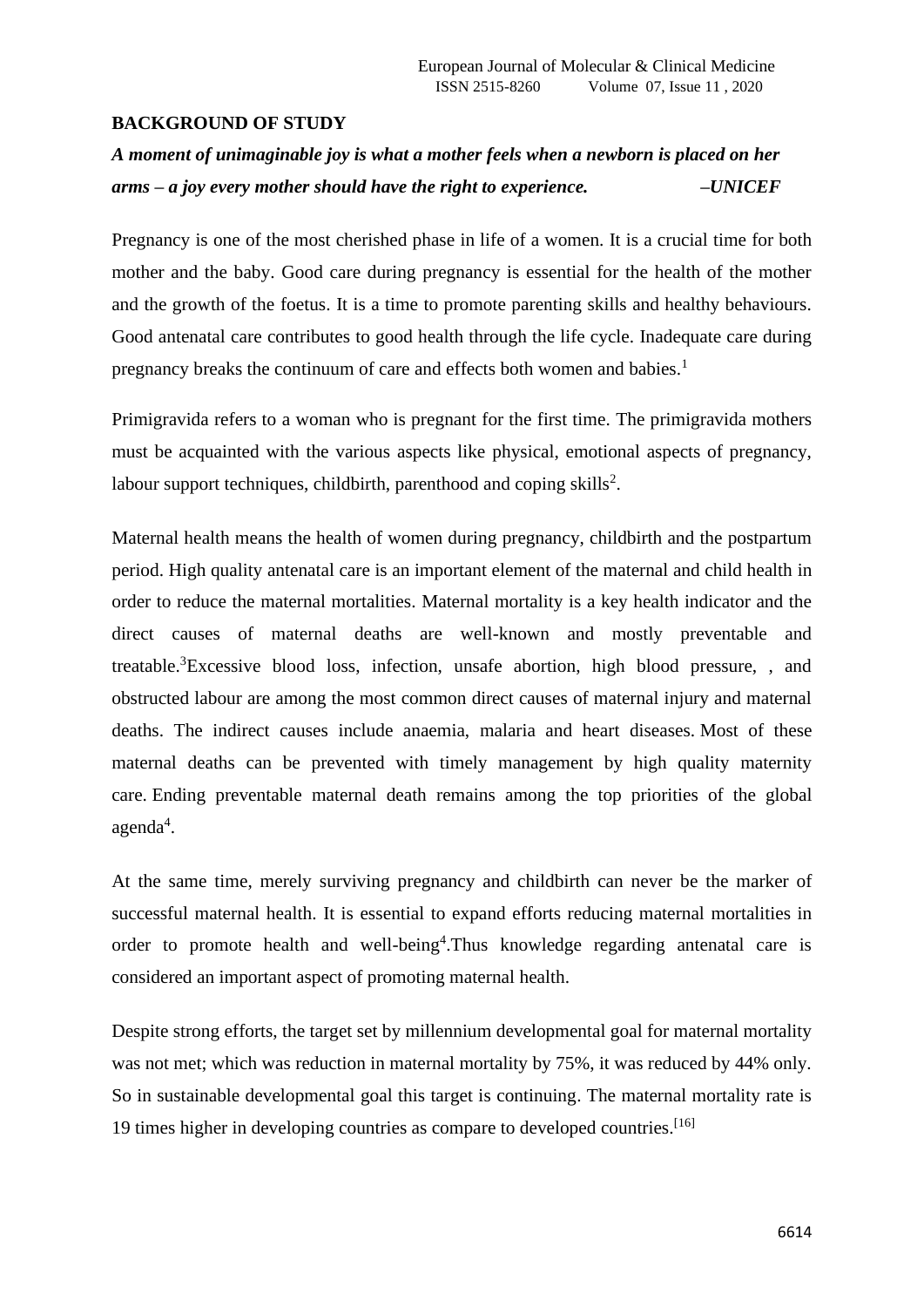## BACKGROUND OF STUDY

***A moment of unimaginable joy is what a mother feels when a newborn is placed on her arms – a joy every mother should have the right to experience. –UNICEF***

Pregnancy is one of the most cherished phase in life of a women. It is a crucial time for both mother and the baby. Good care during pregnancy is essential for the health of the mother and the growth of the foetus. It is a time to promote parenting skills and healthy behaviours. Good antenatal care contributes to good health through the life cycle. Inadequate care during pregnancy breaks the continuum of care and effects both women and babies.[1]

Primigravida refers to a woman who is pregnant for the first time. The primigravida mothers must be acquainted with the various aspects like physical, emotional aspects of pregnancy, labour support techniques, childbirth, parenthood and coping skills[2].

Maternal health means the health of women during pregnancy, childbirth and the postpartum period. High quality antenatal care is an important element of the maternal and child health in order to reduce the maternal mortalities. Maternal mortality is a key health indicator and the direct causes of maternal deaths are well-known and mostly preventable and treatable.[3]Excessive blood loss, infection, unsafe abortion, high blood pressure, , and obstructed labour are among the most common direct causes of maternal injury and maternal deaths. The indirect causes include anaemia, malaria and heart diseases. Most of these maternal deaths can be prevented with timely management by high quality maternity care. Ending preventable maternal death remains among the top priorities of the global agenda[4].

At the same time, merely surviving pregnancy and childbirth can never be the marker of successful maternal health. It is essential to expand efforts reducing maternal mortalities in order to promote health and well-being[4].Thus knowledge regarding antenatal care is considered an important aspect of promoting maternal health.

Despite strong efforts, the target set by millennium developmental goal for maternal mortality was not met; which was reduction in maternal mortality by 75%, it was reduced by 44% only. So in sustainable developmental goal this target is continuing. The maternal mortality rate is 19 times higher in developing countries as compare to developed countries.[16]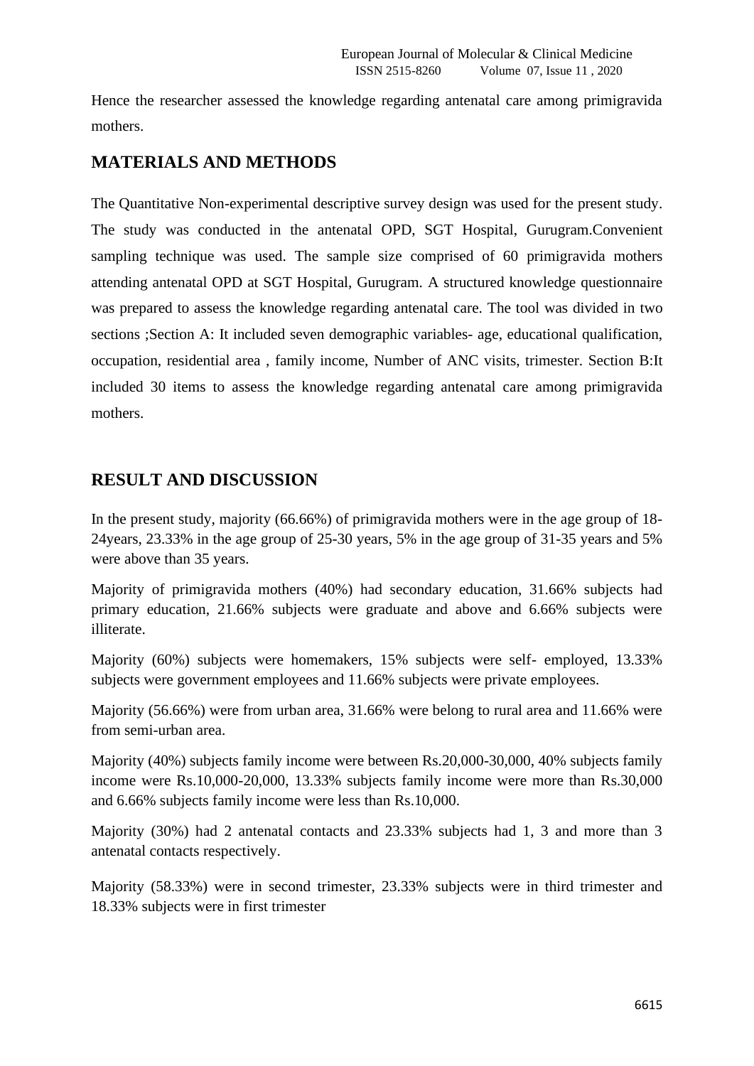Hence the researcher assessed the knowledge regarding antenatal care among primigravida mothers.

## MATERIALS AND METHODS

The Quantitative Non-experimental descriptive survey design was used for the present study. The study was conducted in the antenatal OPD, SGT Hospital, Gurugram.Convenient sampling technique was used. The sample size comprised of 60 primigravida mothers attending antenatal OPD at SGT Hospital, Gurugram. A structured knowledge questionnaire was prepared to assess the knowledge regarding antenatal care. The tool was divided in two sections ;Section A: It included seven demographic variables- age, educational qualification, occupation, residential area , family income, Number of ANC visits, trimester. Section B:It included 30 items to assess the knowledge regarding antenatal care among primigravida mothers.

## RESULT AND DISCUSSION

In the present study, majority (66.66%) of primigravida mothers were in the age group of 18-24years, 23.33% in the age group of 25-30 years, 5% in the age group of 31-35 years and 5% were above than 35 years.

Majority of primigravida mothers (40%) had secondary education, 31.66% subjects had primary education, 21.66% subjects were graduate and above and 6.66% subjects were illiterate.

Majority (60%) subjects were homemakers, 15% subjects were self- employed, 13.33% subjects were government employees and 11.66% subjects were private employees.

Majority (56.66%) were from urban area, 31.66% were belong to rural area and 11.66% were from semi-urban area.

Majority (40%) subjects family income were between Rs.20,000-30,000, 40% subjects family income were Rs.10,000-20,000, 13.33% subjects family income were more than Rs.30,000 and 6.66% subjects family income were less than Rs.10,000.

Majority (30%) had 2 antenatal contacts and 23.33% subjects had 1, 3 and more than 3 antenatal contacts respectively.

Majority (58.33%) were in second trimester, 23.33% subjects were in third trimester and 18.33% subjects were in first trimester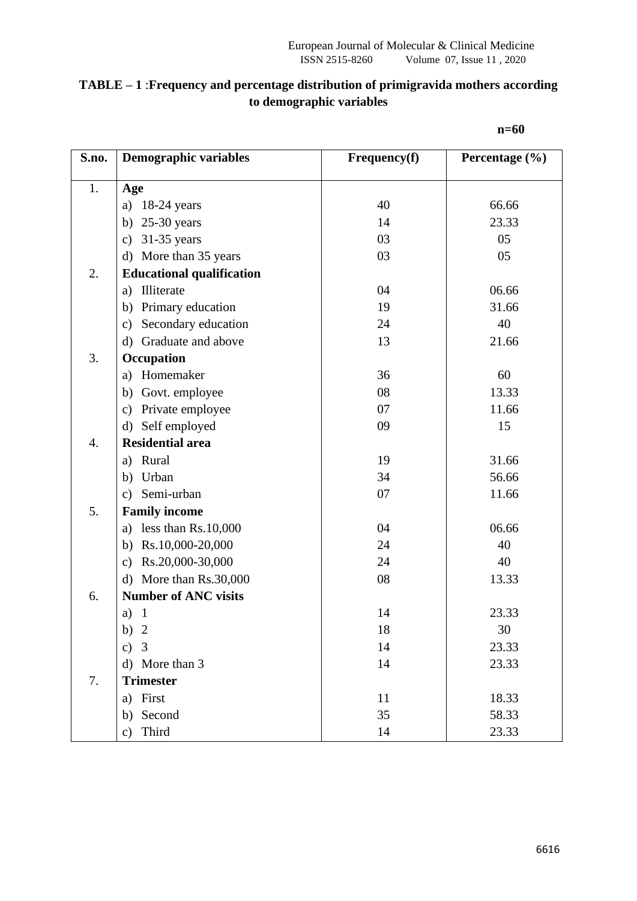**TABLE – 1** :**Frequency and percentage distribution of primigravida mothers according to demographic variables**

**n=60**

| S.no. | Demographic variables | Frequency(f) | Percentage (%) |
|---|---|---|---|
| 1. | **Age** | | |
| | a) 18-24 years | 40 | 66.66 |
| | b) 25-30 years | 14 | 23.33 |
| | c) 31-35 years | 03 | 05 |
| | d) More than 35 years | 03 | 05 |
| 2. | **Educational qualification** | | |
| | a) Illiterate | 04 | 06.66 |
| | b) Primary education | 19 | 31.66 |
| | c) Secondary education | 24 | 40 |
| | d) Graduate and above | 13 | 21.66 |
| 3. | **Occupation** | | |
| | a) Homemaker | 36 | 60 |
| | b) Govt. employee | 08 | 13.33 |
| | c) Private employee | 07 | 11.66 |
| | d) Self employed | 09 | 15 |
| 4. | **Residential area** | | |
| | a) Rural | 19 | 31.66 |
| | b) Urban | 34 | 56.66 |
| | c) Semi-urban | 07 | 11.66 |
| 5. | **Family income** | | |
| | a) less than Rs.10,000 | 04 | 06.66 |
| | b) Rs.10,000-20,000 | 24 | 40 |
| | c) Rs.20,000-30,000 | 24 | 40 |
| | d) More than Rs.30,000 | 08 | 13.33 |
| 6. | **Number of ANC visits** | | |
| | a) 1 | 14 | 23.33 |
| | b) 2 | 18 | 30 |
| | c) 3 | 14 | 23.33 |
| | d) More than 3 | 14 | 23.33 |
| 7. | **Trimester** | | |
| | a) First | 11 | 18.33 |
| | b) Second | 35 | 58.33 |
| | c) Third | 14 | 23.33 |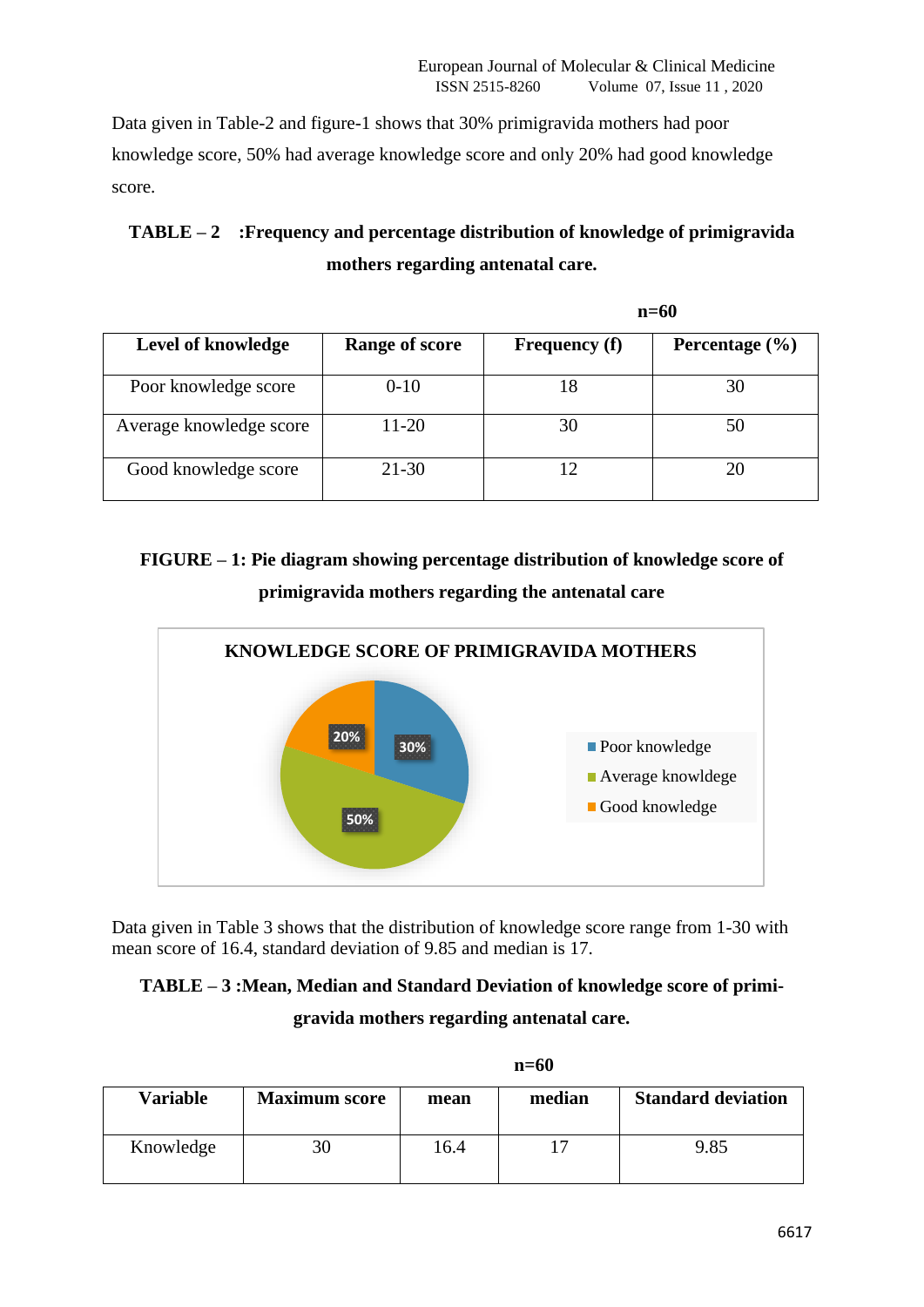Data given in Table-2 and figure-1 shows that 30% primigravida mothers had poor knowledge score, 50% had average knowledge score and only 20% had good knowledge score.

**TABLE – 2 :Frequency and percentage distribution of knowledge of primigravida mothers regarding antenatal care.**

**n=60**

| Level of knowledge | Range of score | Frequency (f) | Percentage (%) |
|---|---|---|---|
| Poor knowledge score | 0-10 | 18 | 30 |
| Average knowledge score | 11-20 | 30 | 50 |
| Good knowledge score | 21-30 | 12 | 20 |

**FIGURE – 1: Pie diagram showing percentage distribution of knowledge score of primigravida mothers regarding the antenatal care**

KNOWLEDGE SCORE OF PRIMIGRAVIDA MOTHERS

- Poor knowledge: 30%
- Average knowledge: 50%
- Good knowledge: 20%

Data given in Table 3 shows that the distribution of knowledge score range from 1-30 with mean score of 16.4, standard deviation of 9.85 and median is 17.

**TABLE – 3 :Mean, Median and Standard Deviation of knowledge score of primi-gravida mothers regarding antenatal care.**

**n=60**

| Variable | Maximum score | mean | median | Standard deviation |
|---|---|---|---|---|
| Knowledge | 30 | 16.4 | 17 | 9.85 |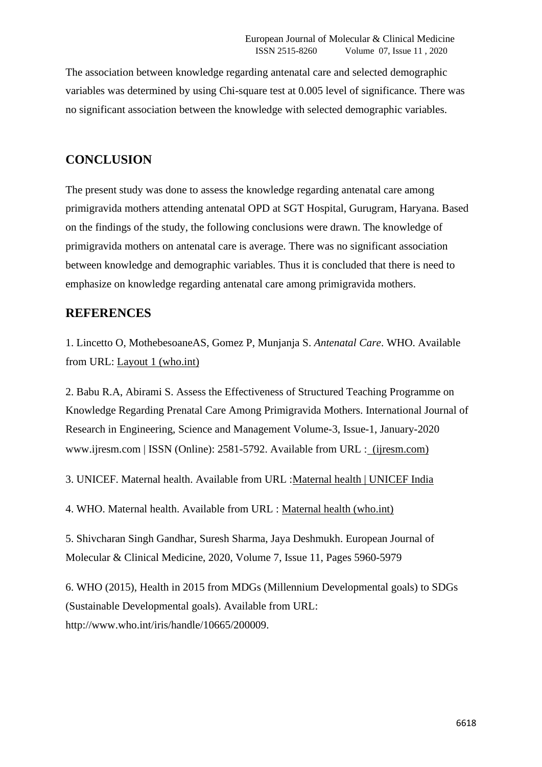The association between knowledge regarding antenatal care and selected demographic variables was determined by using Chi-square test at 0.005 level of significance. There was no significant association between the knowledge with selected demographic variables.

## CONCLUSION

The present study was done to assess the knowledge regarding antenatal care among primigravida mothers attending antenatal OPD at SGT Hospital, Gurugram, Haryana. Based on the findings of the study, the following conclusions were drawn. The knowledge of primigravida mothers on antenatal care is average. There was no significant association between knowledge and demographic variables. Thus it is concluded that there is need to emphasize on knowledge regarding antenatal care among primigravida mothers.

## REFERENCES

1. Lincetto O, MothebesoaneAS, Gomez P, Munjanja S. *Antenatal Care*. WHO. Available from URL: Layout 1 (who.int)

2. Babu R.A, Abirami S. Assess the Effectiveness of Structured Teaching Programme on Knowledge Regarding Prenatal Care Among Primigravida Mothers. International Journal of Research in Engineering, Science and Management Volume-3, Issue-1, January-2020 www.ijresm.com | ISSN (Online): 2581-5792. Available from URL : (ijresm.com)

3. UNICEF. Maternal health. Available from URL :Maternal health | UNICEF India

4. WHO. Maternal health. Available from URL : Maternal health (who.int)

5. Shivcharan Singh Gandhar, Suresh Sharma, Jaya Deshmukh. European Journal of Molecular & Clinical Medicine, 2020, Volume 7, Issue 11, Pages 5960-5979

6. WHO (2015), Health in 2015 from MDGs (Millennium Developmental goals) to SDGs (Sustainable Developmental goals). Available from URL: http://www.who.int/iris/handle/10665/200009.